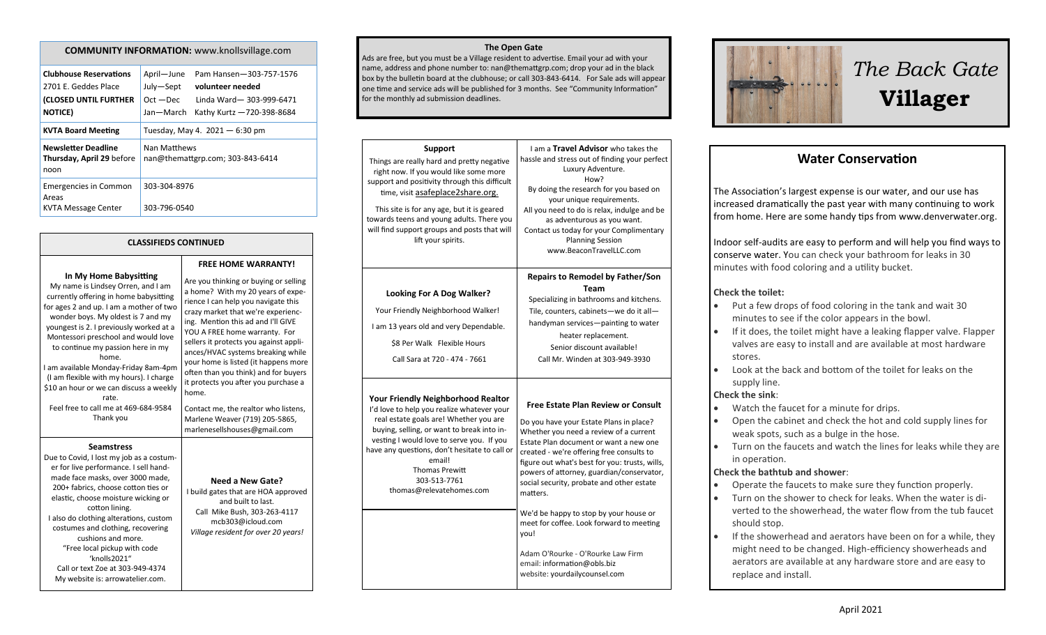# The Back Gate Villager

## COMMUNITY INFORMATION: www.knollsvillage.com

| | | |
|---|---|---|
| **Clubhouse Reservations** 2701 E. Geddes Place **(CLOSED UNTIL FURTHER NOTICE)** | April—June | Pam Hansen—303-757-1576 |
| | July—Sept | **volunteer needed** |
| | Oct —Dec | Linda Ward— 303-999-6471 |
| | Jan—March | Kathy Kurtz —720-398-8684 |
| **KVTA Board Meeting** | Tuesday, May 4. 2021 — 6:30 pm | |
| **Newsletter Deadline Thursday, April 29** before noon | Nan Matthews nan@themattgrp.com; 303-843-6414 | |
| Emergencies in Common Areas | 303-304-8976 | |
| KVTA Message Center | 303-796-0540 | |

## CLASSIFIEDS CONTINUED

**In My Home Babysitting**

My name is Lindsey Orren, and I am currently offering in home babysitting for ages 2 and up. I am a mother of two wonder boys. My oldest is 7 and my youngest is 2. I previously worked at a Montessori preschool and would love to continue my passion here in my home.
I am available Monday-Friday 8am-4pm (I am flexible with my hours). I charge $10 an hour or we can discuss a weekly rate.
Feel free to call me at 469-684-9584
Thank you

**FREE HOME WARRANTY!**

Are you thinking or buying or selling a home? With my 20 years of experience I can help you navigate this crazy market that we're experiencing. Mention this ad and I'll GIVE YOU A FREE home warranty. For sellers it protects you against appliances/HVAC systems breaking while your home is listed (it happens more often than you think) and for buyers it protects you after you purchase a home.

Contact me, the realtor who listens, Marlene Weaver (719) 205-5865, marlenesellshouses@gmail.com

**Seamstress**

Due to Covid, I lost my job as a costumer for live performance. I sell handmade face masks, over 3000 made, 200+ fabrics, choose cotton ties or elastic, choose moisture wicking or cotton lining.
I also do clothing alterations, custom costumes and clothing, recovering cushions and more.
"Free local pickup with code 'knolls2021"
Call or text Zoe at 303-949-4374
My website is: arrowatelier.com.

**Need a New Gate?**

I build gates that are HOA approved and built to last.
Call Mike Bush, 303-263-4117
mcb303@icloud.com
*Village resident for over 20 years!*

## The Open Gate

Ads are free, but you must be a Village resident to advertise. Email your ad with your name, address and phone number to: nan@themattgrp.com; drop your ad in the black box by the bulletin board at the clubhouse; or call 303-843-6414. For Sale ads will appear one time and service ads will be published for 3 months. See "Community Information" for the monthly ad submission deadlines.

**Support**

Things are really hard and pretty negative right now. If you would like some more support and positivity through this difficult time, visit asafeplace2share.org.

This site is for any age, but it is geared towards teens and young adults. There you will find support groups and posts that will lift your spirits.

I am a **Travel Advisor** who takes the hassle and stress out of finding your perfect Luxury Adventure.
How?
By doing the research for you based on your unique requirements.
All you need to do is relax, indulge and be as adventurous as you want.
Contact us today for your Complimentary Planning Session
www.BeaconTravelLLC.com

**Looking For A Dog Walker?**

Your Friendly Neighborhood Walker!

I am 13 years old and very Dependable.

$8 Per Walk Flexible Hours

Call Sara at 720 - 474 - 7661

**Repairs to Remodel by Father/Son Team**

Specializing in bathrooms and kitchens.
Tile, counters, cabinets—we do it all—
handyman services—painting to water heater replacement.
Senior discount available!
Call Mr. Winden at 303-949-3930

**Your Friendly Neighborhood Realtor**

I'd love to help you realize whatever your real estate goals are! Whether you are buying, selling, or want to break into investing I would love to serve you. If you have any questions, don't hesitate to call or email!
Thomas Prewitt
303-513-7761
thomas@relevatehomes.com

**Free Estate Plan Review or Consult**

Do you have your Estate Plans in place? Whether you need a review of a current Estate Plan document or want a new one created - we're offering free consults to figure out what's best for you: trusts, wills, powers of attorney, guardian/conservator, social security, probate and other estate matters.

We'd be happy to stop by your house or meet for coffee. Look forward to meeting you!

Adam O'Rourke - O'Rourke Law Firm
email: information@obls.biz
website: yourdailycounsel.com

## Water Conservation

The Association's largest expense is our water, and our use has increased dramatically the past year with many continuing to work from home. Here are some handy tips from www.denverwater.org.

Indoor self-audits are easy to perform and will help you find ways to conserve water. You can check your bathroom for leaks in 30 minutes with food coloring and a utility bucket.

**Check the toilet:**

- Put a few drops of food coloring in the tank and wait 30 minutes to see if the color appears in the bowl.
- If it does, the toilet might have a leaking flapper valve. Flapper valves are easy to install and are available at most hardware stores.
- Look at the back and bottom of the toilet for leaks on the supply line.

**Check the sink**:

- Watch the faucet for a minute for drips.
- Open the cabinet and check the hot and cold supply lines for weak spots, such as a bulge in the hose.
- Turn on the faucets and watch the lines for leaks while they are in operation.

**Check the bathtub and shower**:

- Operate the faucets to make sure they function properly.
- Turn on the shower to check for leaks. When the water is diverted to the showerhead, the water flow from the tub faucet should stop.
- If the showerhead and aerators have been on for a while, they might need to be changed. High-efficiency showerheads and aerators are available at any hardware store and are easy to replace and install.

April 2021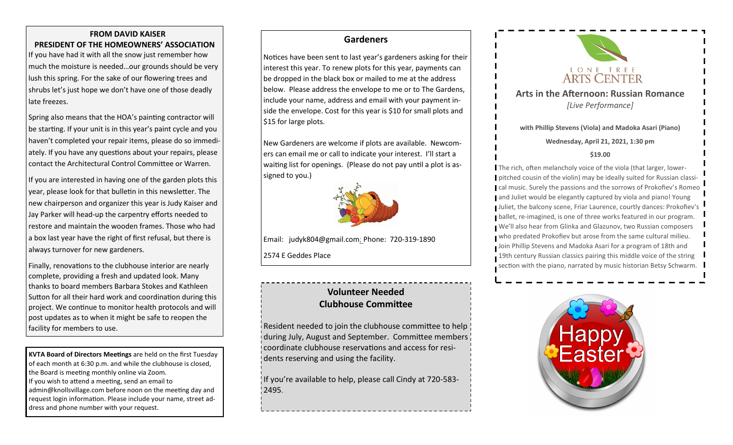## FROM DAVID KAISER
## PRESIDENT OF THE HOMEOWNERS' ASSOCIATION

If you have had it with all the snow just remember how much the moisture is needed…our grounds should be very lush this spring. For the sake of our flowering trees and shrubs let's just hope we don't have one of those deadly late freezes.

Spring also means that the HOA's painting contractor will be starting. If your unit is in this year's paint cycle and you haven't completed your repair items, please do so immediately. If you have any questions about your repairs, please contact the Architectural Control Committee or Warren.

If you are interested in having one of the garden plots this year, please look for that bulletin in this newsletter. The new chairperson and organizer this year is Judy Kaiser and Jay Parker will head-up the carpentry efforts needed to restore and maintain the wooden frames. Those who had a box last year have the right of first refusal, but there is always turnover for new gardeners.

Finally, renovations to the clubhouse interior are nearly complete, providing a fresh and updated look. Many thanks to board members Barbara Stokes and Kathleen Sutton for all their hard work and coordination during this project. We continue to monitor health protocols and will post updates as to when it might be safe to reopen the facility for members to use.

**KVTA Board of Directors Meetings** are held on the first Tuesday of each month at 6:30 p.m. and while the clubhouse is closed, the Board is meeting monthly online via Zoom. If you wish to attend a meeting, send an email to admin@knollsvillage.com before noon on the meeting day and request login information. Please include your name, street address and phone number with your request.

## Gardeners

Notices have been sent to last year's gardeners asking for their interest this year. To renew plots for this year, payments can be dropped in the black box or mailed to me at the address below. Please address the envelope to me or to The Gardens, include your name, address and email with your payment inside the envelope. Cost for this year is $10 for small plots and $15 for large plots.

New Gardeners are welcome if plots are available. Newcomers can email me or call to indicate your interest. I'll start a waiting list for openings. (Please do not pay until a plot is assigned to you.)

Email: judyk804@gmail.com; Phone: 720-319-1890

2574 E Geddes Place

## Volunteer Needed
## Clubhouse Committee

Resident needed to join the clubhouse committee to help during July, August and September. Committee members coordinate clubhouse reservations and access for residents reserving and using the facility.

If you're available to help, please call Cindy at 720-583-2495.

LONE TREE ARTS CENTER

## Arts in the Afternoon: Russian Romance

*[Live Performance]*

**with Phillip Stevens (Viola) and Madoka Asari (Piano)**

**Wednesday, April 21, 2021, 1:30 pm**

**$19.00**

The rich, often melancholy voice of the viola (that larger, lower-pitched cousin of the violin) may be ideally suited for Russian classical music. Surely the passions and the sorrows of Prokofiev's Romeo and Juliet would be elegantly captured by viola and piano! Young Juliet, the balcony scene, Friar Laurence, courtly dances: Prokofiev's ballet, re-imagined, is one of three works featured in our program. We'll also hear from Glinka and Glazunov, two Russian composers who predated Prokofiev but arose from the same cultural milieu. Join Phillip Stevens and Madoka Asari for a program of 18th and 19th century Russian classics pairing this middle voice of the string section with the piano, narrated by music historian Betsy Schwarm.

Happy Easter